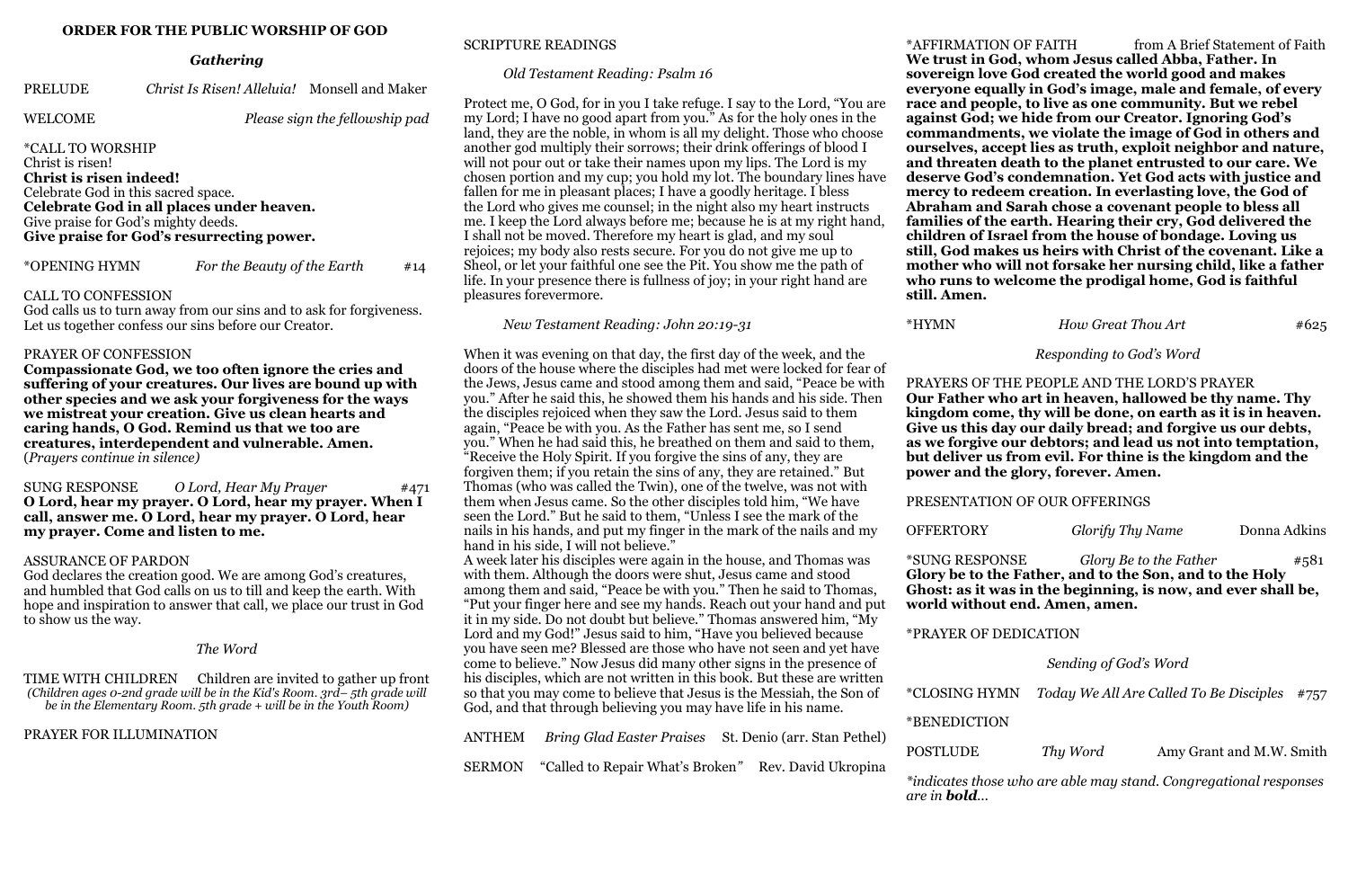## ORDER FOR THE PUBLIC WORSHIP OF GOD

### *Gathering*

PRELUDE *Christ Is Risen! Alleluia!* Monsell and Maker

WELCOME *Please sign the fellowship pad*

*CALL TO WORSHIP
Christ is risen!
**Christ is risen indeed!**
Celebrate God in this sacred space.
**Celebrate God in all places under heaven.**
Give praise for God's mighty deeds.
**Give praise for God's resurrecting power.**

*OPENING HYMN *For the Beauty of the Earth* #14

CALL TO CONFESSION
God calls us to turn away from our sins and to ask for forgiveness. Let us together confess our sins before our Creator.

PRAYER OF CONFESSION
**Compassionate God, we too often ignore the cries and suffering of your creatures. Our lives are bound up with other species and we ask your forgiveness for the ways we mistreat your creation. Give us clean hearts and caring hands, O God. Remind us that we too are creatures, interdependent and vulnerable. Amen.**
(*Prayers continue in silence)*

SUNG RESPONSE *O Lord, Hear My Prayer* #471
**O Lord, hear my prayer. O Lord, hear my prayer. When I call, answer me. O Lord, hear my prayer. O Lord, hear my prayer. Come and listen to me.**

ASSURANCE OF PARDON
God declares the creation good. We are among God's creatures, and humbled that God calls on us to till and keep the earth. With hope and inspiration to answer that call, we place our trust in God to show us the way.

### *The Word*

TIME WITH CHILDREN Children are invited to gather up front
*(Children ages 0-2nd grade will be in the Kid's Room. 3rd– 5th grade will be in the Elementary Room. 5th grade + will be in the Youth Room)*

PRAYER FOR ILLUMINATION

SCRIPTURE READINGS

*Old Testament Reading: Psalm 16*

Protect me, O God, for in you I take refuge. I say to the Lord, "You are my Lord; I have no good apart from you." As for the holy ones in the land, they are the noble, in whom is all my delight. Those who choose another god multiply their sorrows; their drink offerings of blood I will not pour out or take their names upon my lips. The Lord is my chosen portion and my cup; you hold my lot. The boundary lines have fallen for me in pleasant places; I have a goodly heritage. I bless the Lord who gives me counsel; in the night also my heart instructs me. I keep the Lord always before me; because he is at my right hand, I shall not be moved. Therefore my heart is glad, and my soul rejoices; my body also rests secure. For you do not give me up to Sheol, or let your faithful one see the Pit. You show me the path of life. In your presence there is fullness of joy; in your right hand are pleasures forevermore.

*New Testament Reading: John 20:19-31*

When it was evening on that day, the first day of the week, and the doors of the house where the disciples had met were locked for fear of the Jews, Jesus came and stood among them and said, "Peace be with you." After he said this, he showed them his hands and his side. Then the disciples rejoiced when they saw the Lord. Jesus said to them again, "Peace be with you. As the Father has sent me, so I send you." When he had said this, he breathed on them and said to them, "Receive the Holy Spirit. If you forgive the sins of any, they are forgiven them; if you retain the sins of any, they are retained." But Thomas (who was called the Twin), one of the twelve, was not with them when Jesus came. So the other disciples told him, "We have seen the Lord." But he said to them, "Unless I see the mark of the nails in his hands, and put my finger in the mark of the nails and my hand in his side, I will not believe."
A week later his disciples were again in the house, and Thomas was with them. Although the doors were shut, Jesus came and stood among them and said, "Peace be with you." Then he said to Thomas, "Put your finger here and see my hands. Reach out your hand and put it in my side. Do not doubt but believe." Thomas answered him, "My Lord and my God!" Jesus said to him, "Have you believed because you have seen me? Blessed are those who have not seen and yet have come to believe." Now Jesus did many other signs in the presence of his disciples, which are not written in this book. But these are written so that you may come to believe that Jesus is the Messiah, the Son of God, and that through believing you may have life in his name.

ANTHEM *Bring Glad Easter Praises* St. Denio (arr. Stan Pethel)

SERMON "Called to Repair What's Broken" Rev. David Ukropina

*AFFIRMATION OF FAITH from A Brief Statement of Faith
**We trust in God, whom Jesus called Abba, Father. In sovereign love God created the world good and makes everyone equally in God's image, male and female, of every race and people, to live as one community. But we rebel against God; we hide from our Creator. Ignoring God's commandments, we violate the image of God in others and ourselves, accept lies as truth, exploit neighbor and nature, and threaten death to the planet entrusted to our care. We deserve God's condemnation. Yet God acts with justice and mercy to redeem creation. In everlasting love, the God of Abraham and Sarah chose a covenant people to bless all families of the earth. Hearing their cry, God delivered the children of Israel from the house of bondage. Loving us still, God makes us heirs with Christ of the covenant. Like a mother who will not forsake her nursing child, like a father who runs to welcome the prodigal home, God is faithful still. Amen.**

*HYMN *How Great Thou Art* #625

### *Responding to God's Word*

PRAYERS OF THE PEOPLE AND THE LORD'S PRAYER
**Our Father who art in heaven, hallowed be thy name. Thy kingdom come, thy will be done, on earth as it is in heaven. Give us this day our daily bread; and forgive us our debts, as we forgive our debtors; and lead us not into temptation, but deliver us from evil. For thine is the kingdom and the power and the glory, forever. Amen.**

PRESENTATION OF OUR OFFERINGS

OFFERTORY *Glorify Thy Name* Donna Adkins

*SUNG RESPONSE *Glory Be to the Father* #581
**Glory be to the Father, and to the Son, and to the Holy Ghost: as it was in the beginning, is now, and ever shall be, world without end. Amen, amen.**

*PRAYER OF DEDICATION

### *Sending of God's Word*

*CLOSING HYMN *Today We All Are Called To Be Disciples* #757

*BENEDICTION

POSTLUDE *Thy Word* Amy Grant and M.W. Smith

**indicates those who are able may stand. Congregational responses are in* ***bold***...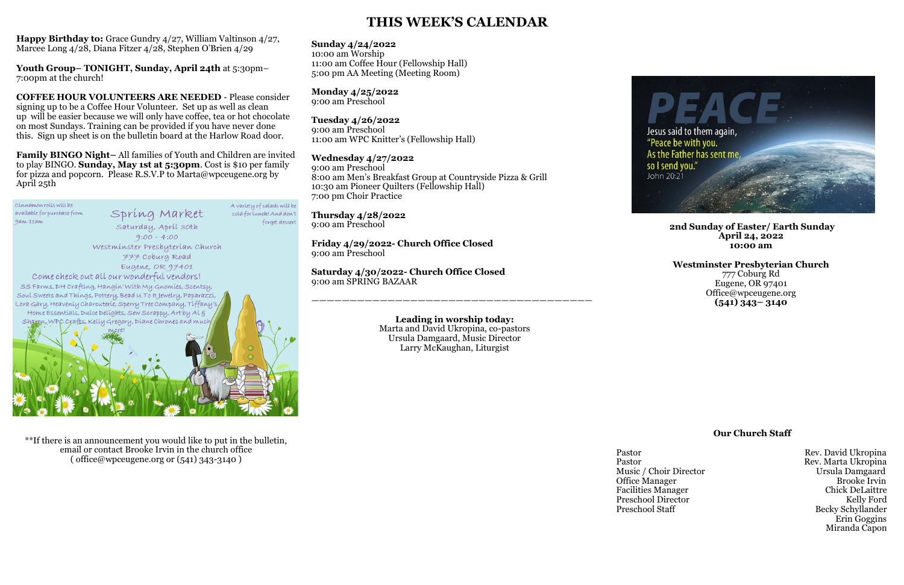**Happy Birthday to:** Grace Gundry 4/27, William Valtinson 4/27, Marcee Long 4/28, Diana Fitzer 4/28, Stephen O'Brien 4/29

**Youth Group– TONIGHT, Sunday, April 24th** at 5:30pm–7:00pm at the church!

**COFFEE HOUR VOLUNTEERS ARE NEEDED** - Please consider signing up to be a Coffee Hour Volunteer. Set up as well as clean up will be easier because we will only have coffee, tea or hot chocolate on most Sundays. Training can be provided if you have never done this. Sign up sheet is on the bulletin board at the Harlow Road door.

**Family BINGO Night–** All families of Youth and Children are invited to play BINGO. **Sunday, May 1st at 5:30pm**. Cost is $10 per family for pizza and popcorn. Please R.S.V.P to Marta@wpceugene.org by April 25th

Cinnamon rolls will be available for purchase from 9am-11am

Spring Market

Saturday, April 30th

9:00 - 4:00

Westminster Presbyterian Church

777 Coburg Road

Eugene, OR 97401

A variety of salads will be sold for lunch! And don't forget dessert

Come check out all our wonderful vendors!

SS Farms, DH Crafting, Hangin' With My Gnomies, Scentsy, Soul Sweets and Things, Pottery, Bead U To It Jewelry, Paparazzi, Lora Gary, Heavenly Charcouterie, Sperry Tree Company, Tiffany's Home Essentials, Dulce Delights, Sew Scrappy, Art by Al & Sharon, WPC Crafts, Kelly Gregory, Diane Chrones and much more!

**If there is an announcement you would like to put in the bulletin, email or contact Brooke Irvin in the church office ( office@wpceugene.org or (541) 343-3140 )

# THIS WEEK'S CALENDAR

**Sunday 4/24/2022**
10:00 am Worship
11:00 am Coffee Hour (Fellowship Hall)
5:00 pm AA Meeting (Meeting Room)

**Monday 4/25/2022**
9:00 am Preschool

**Tuesday 4/26/2022**
9:00 am Preschool
11:00 am WPC Knitter's (Fellowship Hall)

**Wednesday 4/27/2022**
9:00 am Preschool
8:00 am Men's Breakfast Group at Countryside Pizza & Grill
10:30 am Pioneer Quilters (Fellowship Hall)
7:00 pm Choir Practice

**Thursday 4/28/2022**
9:00 am Preschool

**Friday 4/29/2022- Church Office Closed**
9:00 am Preschool

**Saturday 4/30/2022- Church Office Closed**
9:00 am SPRING BAZAAR

---

**Leading in worship today:**
Marta and David Ukropina, co-pastors
Ursula Damgaard, Music Director
Larry McKaughan, Liturgist

PEACE

Jesus said to them again, "Peace be with you. As the Father has sent me, so I send you."
John 20:21

**2nd Sunday of Easter/ Earth Sunday**
**April 24, 2022**
**10:00 am**

**Westminster Presbyterian Church**
777 Coburg Rd
Eugene, OR 97401
Office@wpceugene.org
**(541) 343– 3140**

**Our Church Staff**

| | |
|---|---|
| Pastor | Rev. David Ukropina |
| Pastor | Rev. Marta Ukropina |
| Music / Choir Director | Ursula Damgaard |
| Office Manager | Brooke Irvin |
| Facilities Manager | Chick DeLaittre |
| Preschool Director | Kelly Ford |
| Preschool Staff | Becky Schyllander |
| | Erin Goggins |
| | Miranda Capon |